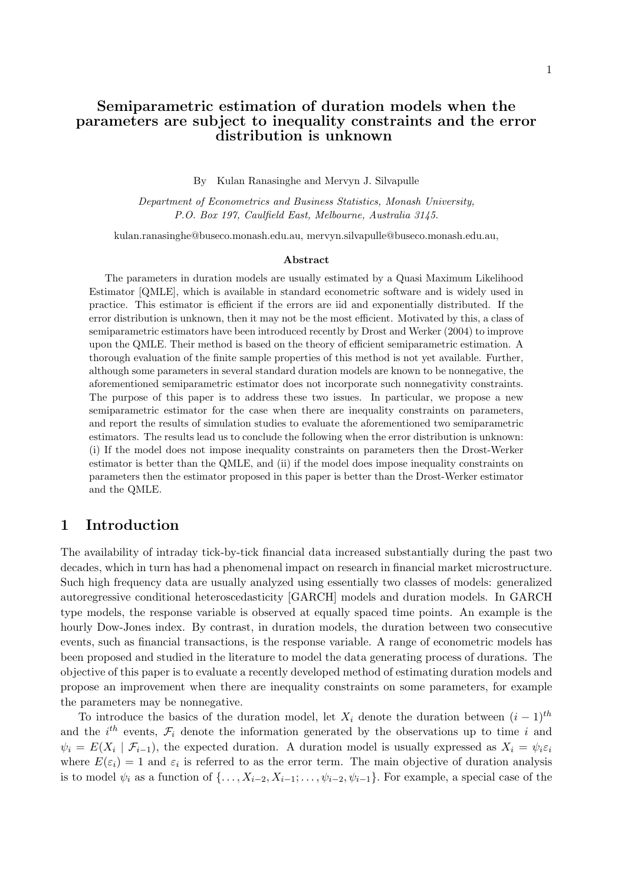# Semiparametric estimation of duration models when the parameters are subject to inequality constraints and the error distribution is unknown

By Kulan Ranasinghe and Mervyn J. Silvapulle

*Department of Econometrics and Business Statistics, Monash University, P.O. Box 197, Caulfield East, Melbourne, Australia 3145.*

kulan.ranasinghe@buseco.monash.edu.au, mervyn.silvapulle@buseco.monash.edu.au,

### Abstract

The parameters in duration models are usually estimated by a Quasi Maximum Likelihood Estimator [QMLE], which is available in standard econometric software and is widely used in practice. This estimator is efficient if the errors are iid and exponentially distributed. If the error distribution is unknown, then it may not be the most efficient. Motivated by this, a class of semiparametric estimators have been introduced recently by Drost and Werker (2004) to improve upon the QMLE. Their method is based on the theory of efficient semiparametric estimation. A thorough evaluation of the finite sample properties of this method is not yet available. Further, although some parameters in several standard duration models are known to be nonnegative, the aforementioned semiparametric estimator does not incorporate such nonnegativity constraints. The purpose of this paper is to address these two issues. In particular, we propose a new semiparametric estimator for the case when there are inequality constraints on parameters, and report the results of simulation studies to evaluate the aforementioned two semiparametric estimators. The results lead us to conclude the following when the error distribution is unknown: (i) If the model does not impose inequality constraints on parameters then the Drost-Werker estimator is better than the QMLE, and (ii) if the model does impose inequality constraints on parameters then the estimator proposed in this paper is better than the Drost-Werker estimator and the QMLE.

## 1 Introduction

The availability of intraday tick-by-tick financial data increased substantially during the past two decades, which in turn has had a phenomenal impact on research in financial market microstructure. Such high frequency data are usually analyzed using essentially two classes of models: generalized autoregressive conditional heteroscedasticity [GARCH] models and duration models. In GARCH type models, the response variable is observed at equally spaced time points. An example is the hourly Dow-Jones index. By contrast, in duration models, the duration between two consecutive events, such as financial transactions, is the response variable. A range of econometric models has been proposed and studied in the literature to model the data generating process of durations. The objective of this paper is to evaluate a recently developed method of estimating duration models and propose an improvement when there are inequality constraints on some parameters, for example the parameters may be nonnegative.

To introduce the basics of the duration model, let $X_i$ denote the duration between $(i-1)^{th}$ and the $i^{th}$ events, $\mathcal{F}_i$ denote the information generated by the observations up to time $i$ and $\psi_i = E(X_i \mid \mathcal{F}_{i-1})$, the expected duration. A duration model is usually expressed as $X_i = \psi_i \varepsilon_i$ where $E(\varepsilon_i) = 1$ and $\varepsilon_i$ is referred to as the error term. The main objective of duration analysis is to model $\psi_i$ as a function of $\{\ldots, X_{i-2}, X_{i-1}; \ldots, \psi_{i-2}, \psi_{i-1}\}$. For example, a special case of the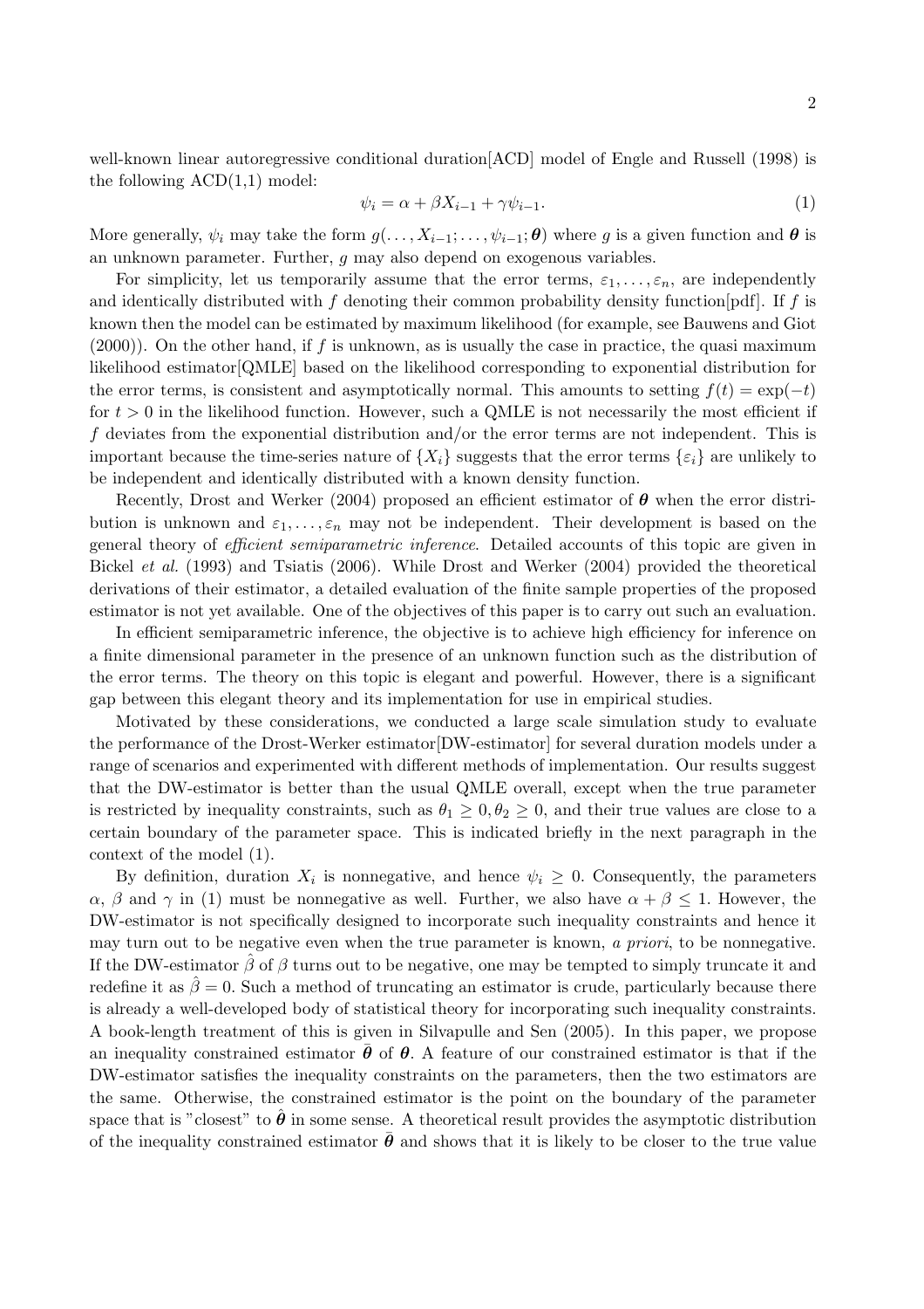well-known linear autoregressive conditional duration[ACD] model of Engle and Russell (1998) is the following ACD(1,1) model:

$$\psi_i = \alpha + \beta X_{i-1} + \gamma \psi_{i-1}. \tag{1}$$

More generally, $\psi_i$ may take the form $g(\ldots, X_{i-1}; \ldots, \psi_{i-1}; \boldsymbol{\theta})$ where $g$ is a given function and $\boldsymbol{\theta}$ is an unknown parameter. Further, $g$ may also depend on exogenous variables.

For simplicity, let us temporarily assume that the error terms, $\varepsilon_1, \ldots, \varepsilon_n$, are independently and identically distributed with $f$ denoting their common probability density function[pdf]. If $f$ is known then the model can be estimated by maximum likelihood (for example, see Bauwens and Giot (2000)). On the other hand, if $f$ is unknown, as is usually the case in practice, the quasi maximum likelihood estimator[QMLE] based on the likelihood corresponding to exponential distribution for the error terms, is consistent and asymptotically normal. This amounts to setting $f(t) = \exp(-t)$ for $t > 0$ in the likelihood function. However, such a QMLE is not necessarily the most efficient if $f$ deviates from the exponential distribution and/or the error terms are not independent. This is important because the time-series nature of $\{X_i\}$ suggests that the error terms $\{\varepsilon_i\}$ are unlikely to be independent and identically distributed with a known density function.

Recently, Drost and Werker (2004) proposed an efficient estimator of $\boldsymbol{\theta}$ when the error distribution is unknown and $\varepsilon_1, \ldots, \varepsilon_n$ may not be independent. Their development is based on the general theory of *efficient semiparametric inference*. Detailed accounts of this topic are given in Bickel *et al.* (1993) and Tsiatis (2006). While Drost and Werker (2004) provided the theoretical derivations of their estimator, a detailed evaluation of the finite sample properties of the proposed estimator is not yet available. One of the objectives of this paper is to carry out such an evaluation.

In efficient semiparametric inference, the objective is to achieve high efficiency for inference on a finite dimensional parameter in the presence of an unknown function such as the distribution of the error terms. The theory on this topic is elegant and powerful. However, there is a significant gap between this elegant theory and its implementation for use in empirical studies.

Motivated by these considerations, we conducted a large scale simulation study to evaluate the performance of the Drost-Werker estimator[DW-estimator] for several duration models under a range of scenarios and experimented with different methods of implementation. Our results suggest that the DW-estimator is better than the usual QMLE overall, except when the true parameter is restricted by inequality constraints, such as $\theta_1 \geq 0, \theta_2 \geq 0$, and their true values are close to a certain boundary of the parameter space. This is indicated briefly in the next paragraph in the context of the model (1).

By definition, duration $X_i$ is nonnegative, and hence $\psi_i \geq 0$. Consequently, the parameters $\alpha$, $\beta$ and $\gamma$ in (1) must be nonnegative as well. Further, we also have $\alpha + \beta \leq 1$. However, the DW-estimator is not specifically designed to incorporate such inequality constraints and hence it may turn out to be negative even when the true parameter is known, *a priori*, to be nonnegative. If the DW-estimator $\hat{\beta}$ of $\beta$ turns out to be negative, one may be tempted to simply truncate it and redefine it as $\hat{\beta} = 0$. Such a method of truncating an estimator is crude, particularly because there is already a well-developed body of statistical theory for incorporating such inequality constraints. A book-length treatment of this is given in Silvapulle and Sen (2005). In this paper, we propose an inequality constrained estimator $\bar{\boldsymbol{\theta}}$ of $\boldsymbol{\theta}$. A feature of our constrained estimator is that if the DW-estimator satisfies the inequality constraints on the parameters, then the two estimators are the same. Otherwise, the constrained estimator is the point on the boundary of the parameter space that is "closest" to $\hat{\boldsymbol{\theta}}$ in some sense. A theoretical result provides the asymptotic distribution of the inequality constrained estimator $\bar{\boldsymbol{\theta}}$ and shows that it is likely to be closer to the true value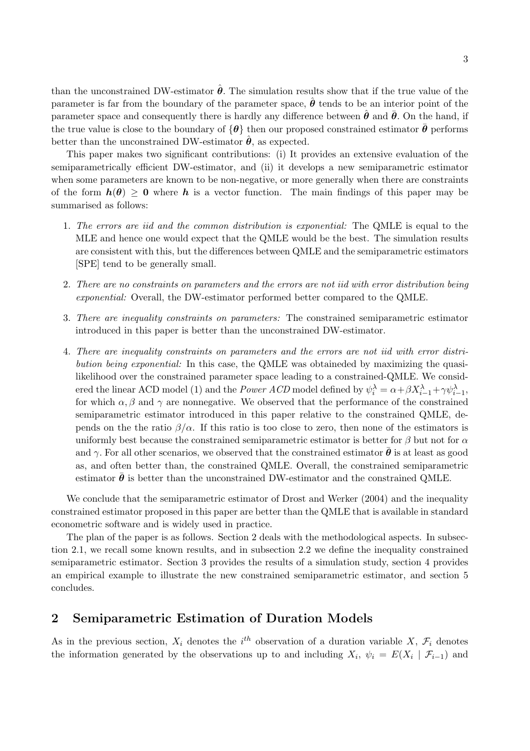than the unconstrained DW-estimator $\hat{\boldsymbol{\theta}}$. The simulation results show that if the true value of the parameter is far from the boundary of the parameter space, $\hat{\boldsymbol{\theta}}$ tends to be an interior point of the parameter space and consequently there is hardly any difference between $\hat{\boldsymbol{\theta}}$ and $\bar{\boldsymbol{\theta}}$. On the hand, if the true value is close to the boundary of $\{\boldsymbol{\theta}\}$ then our proposed constrained estimator $\bar{\boldsymbol{\theta}}$ performs better than the unconstrained DW-estimator $\hat{\boldsymbol{\theta}}$, as expected.

This paper makes two significant contributions: (i) It provides an extensive evaluation of the semiparametrically efficient DW-estimator, and (ii) it develops a new semiparametric estimator when some parameters are known to be non-negative, or more generally when there are constraints of the form $\boldsymbol{h}(\boldsymbol{\theta}) \geq \mathbf{0}$ where $\boldsymbol{h}$ is a vector function. The main findings of this paper may be summarised as follows:

1. *The errors are iid and the common distribution is exponential:* The QMLE is equal to the MLE and hence one would expect that the QMLE would be the best. The simulation results are consistent with this, but the differences between QMLE and the semiparametric estimators [SPE] tend to be generally small.

2. *There are no constraints on parameters and the errors are not iid with error distribution being exponential:* Overall, the DW-estimator performed better compared to the QMLE.

3. *There are inequality constraints on parameters:* The constrained semiparametric estimator introduced in this paper is better than the unconstrained DW-estimator.

4. *There are inequality constraints on parameters and the errors are not iid with error distribution being exponential:* In this case, the QMLE was obtaineded by maximizing the quasi-likelihood over the constrained parameter space leading to a constrained-QMLE. We considered the linear ACD model (1) and the *Power ACD* model defined by $\psi_i^\lambda = \alpha + \beta X_{i-1}^\lambda + \gamma \psi_{i-1}^\lambda$, for which $\alpha, \beta$ and $\gamma$ are nonnegative. We observed that the performance of the constrained semiparametric estimator introduced in this paper relative to the constrained QMLE, depends on the the ratio $\beta/\alpha$. If this ratio is too close to zero, then none of the estimators is uniformly best because the constrained semiparametric estimator is better for $\beta$ but not for $\alpha$ and $\gamma$. For all other scenarios, we observed that the constrained estimator $\bar{\boldsymbol{\theta}}$ is at least as good as, and often better than, the constrained QMLE. Overall, the constrained semiparametric estimator $\bar{\boldsymbol{\theta}}$ is better than the unconstrained DW-estimator and the constrained QMLE.

We conclude that the semiparametric estimator of Drost and Werker (2004) and the inequality constrained estimator proposed in this paper are better than the QMLE that is available in standard econometric software and is widely used in practice.

The plan of the paper is as follows. Section 2 deals with the methodological aspects. In subsection 2.1, we recall some known results, and in subsection 2.2 we define the inequality constrained semiparametric estimator. Section 3 provides the results of a simulation study, section 4 provides an empirical example to illustrate the new constrained semiparametric estimator, and section 5 concludes.

## 2 Semiparametric Estimation of Duration Models

As in the previous section, $X_i$ denotes the $i^{th}$ observation of a duration variable $X$, $\mathcal{F}_i$ denotes the information generated by the observations up to and including $X_i$, $\psi_i = E(X_i \mid \mathcal{F}_{i-1})$ and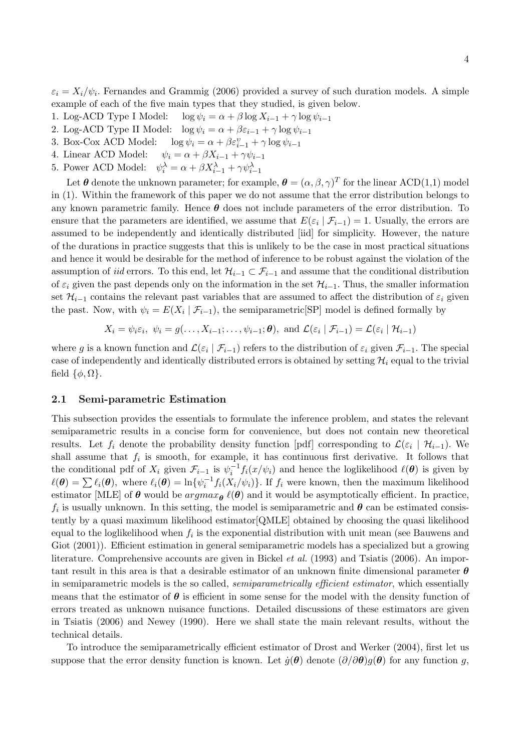$\varepsilon_i = X_i/\psi_i$. Fernandes and Grammig (2006) provided a survey of such duration models. A simple example of each of the five main types that they studied, is given below.

1. Log-ACD Type I Model: $\log \psi_i = \alpha + \beta \log X_{i-1} + \gamma \log \psi_{i-1}$
2. Log-ACD Type II Model: $\log \psi_i = \alpha + \beta \varepsilon_{i-1} + \gamma \log \psi_{i-1}$
3. Box-Cox ACD Model: $\log \psi_i = \alpha + \beta \varepsilon_{i-1}^{v} + \gamma \log \psi_{i-1}$
4. Linear ACD Model: $\psi_i = \alpha + \beta X_{i-1} + \gamma \psi_{i-1}$
5. Power ACD Model: $\psi_i^{\lambda} = \alpha + \beta X_{i-1}^{\lambda} + \gamma \psi_{i-1}^{\lambda}$

Let $\boldsymbol{\theta}$ denote the unknown parameter; for example, $\boldsymbol{\theta} = (\alpha, \beta, \gamma)^T$ for the linear ACD(1,1) model in (1). Within the framework of this paper we do not assume that the error distribution belongs to any known parametric family. Hence $\boldsymbol{\theta}$ does not include parameters of the error distribution. To ensure that the parameters are identified, we assume that $E(\varepsilon_i \mid \mathcal{F}_{i-1}) = 1$. Usually, the errors are assumed to be independently and identically distributed [iid] for simplicity. However, the nature of the durations in practice suggests that this is unlikely to be the case in most practical situations and hence it would be desirable for the method of inference to be robust against the violation of the assumption of *iid* errors. To this end, let $\mathcal{H}_{i-1} \subset \mathcal{F}_{i-1}$ and assume that the conditional distribution of $\varepsilon_i$ given the past depends only on the information in the set $\mathcal{H}_{i-1}$. Thus, the smaller information set $\mathcal{H}_{i-1}$ contains the relevant past variables that are assumed to affect the distribution of $\varepsilon_i$ given the past. Now, with $\psi_i = E(X_i \mid \mathcal{F}_{i-1})$, the semiparametric[SP] model is defined formally by

$$X_i = \psi_i \varepsilon_i,\ \psi_i = g(\ldots, X_{i-1}; \ldots, \psi_{i-1}; \boldsymbol{\theta}),\ \text{and}\ \mathcal{L}(\varepsilon_i \mid \mathcal{F}_{i-1}) = \mathcal{L}(\varepsilon_i \mid \mathcal{H}_{i-1})$$

where $g$ is a known function and $\mathcal{L}(\varepsilon_i \mid \mathcal{F}_{i-1})$ refers to the distribution of $\varepsilon_i$ given $\mathcal{F}_{i-1}$. The special case of independently and identically distributed errors is obtained by setting $\mathcal{H}_i$ equal to the trivial field $\{\phi, \Omega\}$.

### 2.1 Semi-parametric Estimation

This subsection provides the essentials to formulate the inference problem, and states the relevant semiparametric results in a concise form for convenience, but does not contain new theoretical results. Let $f_i$ denote the probability density function [pdf] corresponding to $\mathcal{L}(\varepsilon_i \mid \mathcal{H}_{i-1})$. We shall assume that $f_i$ is smooth, for example, it has continuous first derivative. It follows that the conditional pdf of $X_i$ given $\mathcal{F}_{i-1}$ is $\psi_i^{-1} f_i(x/\psi_i)$ and hence the loglikelihood $\ell(\boldsymbol{\theta})$ is given by $\ell(\boldsymbol{\theta}) = \sum \ell_i(\boldsymbol{\theta})$, where $\ell_i(\boldsymbol{\theta}) = \ln\{\psi_i^{-1} f_i(X_i/\psi_i)\}$. If $f_i$ were known, then the maximum likelihood estimator [MLE] of $\boldsymbol{\theta}$ would be $argmax_{\boldsymbol{\theta}}\ \ell(\boldsymbol{\theta})$ and it would be asymptotically efficient. In practice, $f_i$ is usually unknown. In this setting, the model is semiparametric and $\boldsymbol{\theta}$ can be estimated consistently by a quasi maximum likelihood estimator[QMLE] obtained by choosing the quasi likelihood equal to the loglikelihood when $f_i$ is the exponential distribution with unit mean (see Bauwens and Giot (2001)). Efficient estimation in general semiparametric models has a specialized but a growing literature. Comprehensive accounts are given in Bickel *et al.* (1993) and Tsiatis (2006). An important result in this area is that a desirable estimator of an unknown finite dimensional parameter $\boldsymbol{\theta}$ in semiparametric models is the so called, *semiparametrically efficient estimator*, which essentially means that the estimator of $\boldsymbol{\theta}$ is efficient in some sense for the model with the density function of errors treated as unknown nuisance functions. Detailed discussions of these estimators are given in Tsiatis (2006) and Newey (1990). Here we shall state the main relevant results, without the technical details.

To introduce the semiparametrically efficient estimator of Drost and Werker (2004), first let us suppose that the error density function is known. Let $\dot{g}(\boldsymbol{\theta})$ denote $(\partial/\partial\boldsymbol{\theta})g(\boldsymbol{\theta})$ for any function $g$,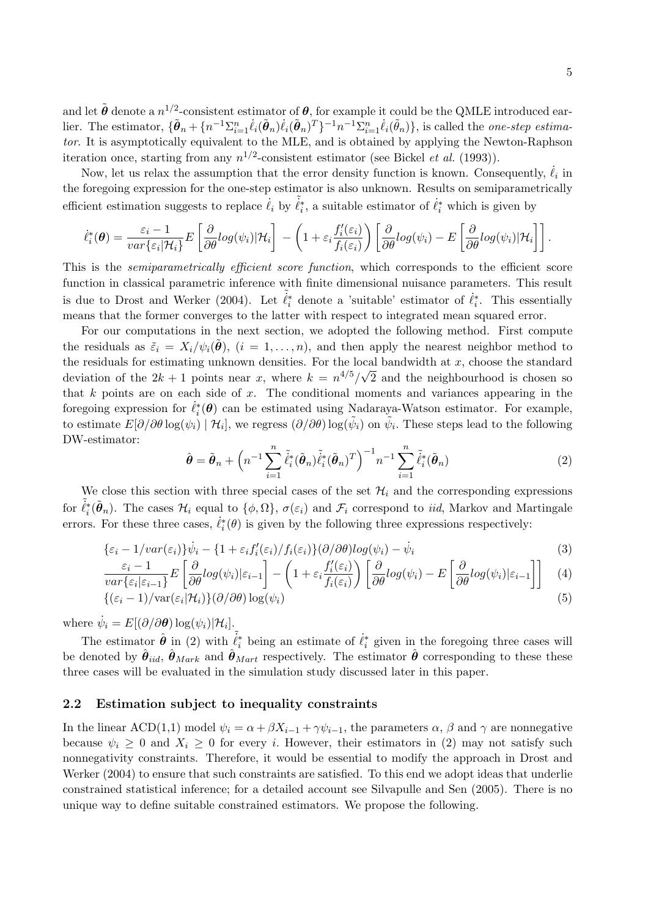and let $\tilde{\boldsymbol{\theta}}$ denote a $n^{1/2}$-consistent estimator of $\boldsymbol{\theta}$, for example it could be the QMLE introduced earlier. The estimator, $\{\tilde{\boldsymbol{\theta}}_n + \{n^{-1}\Sigma_{i=1}^n \dot{\ell}_i(\tilde{\boldsymbol{\theta}}_n)\dot{\ell}_i(\tilde{\boldsymbol{\theta}}_n)^T\}^{-1} n^{-1}\Sigma_{i=1}^n \dot{\ell}_i(\tilde{\theta}_n)\}$, is called the *one-step estimator*. It is asymptotically equivalent to the MLE, and is obtained by applying the Newton-Raphson iteration once, starting from any $n^{1/2}$-consistent estimator (see Bickel *et al.* (1993)).

Now, let us relax the assumption that the error density function is known. Consequently, $\dot{\ell}_i$ in the foregoing expression for the one-step estimator is also unknown. Results on semiparametrically efficient estimation suggests to replace $\dot{\ell}_i$ by $\tilde{\dot{\ell}}_i^*$, a suitable estimator of $\dot{\ell}_i^*$ which is given by

$$\dot{\ell}_i^*(\boldsymbol{\theta}) = \frac{\varepsilon_i - 1}{var\{\varepsilon_i|\mathcal{H}_i\}} E\left[\frac{\partial}{\partial\theta} log(\psi_i)|\mathcal{H}_i\right] - \left(1 + \varepsilon_i \frac{f_i'(\varepsilon_i)}{f_i(\varepsilon_i)}\right)\left[\frac{\partial}{\partial\theta} log(\psi_i) - E\left[\frac{\partial}{\partial\theta} log(\psi_i)|\mathcal{H}_i\right]\right].$$

This is the *semiparametrically efficient score function*, which corresponds to the efficient score function in classical parametric inference with finite dimensional nuisance parameters. This result is due to Drost and Werker (2004). Let $\tilde{\dot{\ell}}_i^*$ denote a 'suitable' estimator of $\dot{\ell}_i^*$. This essentially means that the former converges to the latter with respect to integrated mean squared error.

For our computations in the next section, we adopted the following method. First compute the residuals as $\tilde{\varepsilon}_i = X_i/\psi_i(\tilde{\boldsymbol{\theta}})$, $(i = 1, \ldots, n)$, and then apply the nearest neighbor method to the residuals for estimating unknown densities. For the local bandwidth at $x$, choose the standard deviation of the $2k + 1$ points near $x$, where $k = n^{4/5}/\sqrt{2}$ and the neighbourhood is chosen so that $k$ points are on each side of $x$. The conditional moments and variances appearing in the foregoing expression for $\dot{\ell}_i^*(\boldsymbol{\theta})$ can be estimated using Nadaraya-Watson estimator. For example, to estimate $E[\partial/\partial\theta \log(\psi_i) \mid \mathcal{H}_i]$, we regress $(\partial/\partial\theta)\log(\tilde{\psi_i})$ on $\tilde{\psi}_i$. These steps lead to the following DW-estimator:

$$\hat{\boldsymbol{\theta}} = \tilde{\boldsymbol{\theta}}_n + \left(n^{-1}\sum_{i=1}^n \tilde{\dot{\ell}}_i^*(\tilde{\boldsymbol{\theta}}_n)\tilde{\dot{\ell}}_i^*(\tilde{\boldsymbol{\theta}}_n)^T\right)^{-1} n^{-1}\sum_{i=1}^n \tilde{\dot{\ell}}_i^*(\tilde{\boldsymbol{\theta}}_n) \tag{2}$$

We close this section with three special cases of the set $\mathcal{H}_i$ and the corresponding expressions for $\tilde{\dot{\ell}}_i^*(\tilde{\boldsymbol{\theta}}_n)$. The cases $\mathcal{H}_i$ equal to $\{\phi, \Omega\}$, $\sigma(\varepsilon_i)$ and $\mathcal{F}_i$ correspond to *iid*, Markov and Martingale errors. For these three cases, $\dot{\ell}_i^*(\theta)$ is given by the following three expressions respectively:

$$\{\varepsilon_i - 1/var(\varepsilon_i)\}\dot{\psi}_i - \{1 + \varepsilon_i f_i'(\varepsilon_i)/f_i(\varepsilon_i)\}(\partial/\partial\theta)log(\psi_i) - \dot{\psi}_i \tag{3}$$

$$\frac{\varepsilon_i - 1}{var\{\varepsilon_i|\varepsilon_{i-1}\}} E\left[\frac{\partial}{\partial\theta} log(\psi_i)|\varepsilon_{i-1}\right] - \left(1 + \varepsilon_i \frac{f_i'(\varepsilon_i)}{f_i(\varepsilon_i)}\right)\left[\frac{\partial}{\partial\theta} log(\psi_i) - E\left[\frac{\partial}{\partial\theta} log(\psi_i)|\varepsilon_{i-1}\right]\right] \tag{4}$$

$$\{(\varepsilon_i - 1)/\mathrm{var}(\varepsilon_i|\mathcal{H}_i)\}(\partial/\partial\theta)\log(\psi_i) \tag{5}$$

where $\dot{\psi}_i = E[(\partial/\partial\boldsymbol{\theta})\log(\psi_i)|\mathcal{H}_i]$.

The estimator $\hat{\boldsymbol{\theta}}$ in (2) with $\tilde{\dot{\ell}}_i^*$ being an estimate of $\dot{\ell}_i^*$ given in the foregoing three cases will be denoted by $\hat{\boldsymbol{\theta}}_{iid}$, $\hat{\boldsymbol{\theta}}_{Mark}$ and $\hat{\boldsymbol{\theta}}_{Mart}$ respectively. The estimator $\hat{\boldsymbol{\theta}}$ corresponding to these these three cases will be evaluated in the simulation study discussed later in this paper.

### 2.2 Estimation subject to inequality constraints

In the linear ACD(1,1) model $\psi_i = \alpha + \beta X_{i-1} + \gamma\psi_{i-1}$, the parameters $\alpha$, $\beta$ and $\gamma$ are nonnegative because $\psi_i \geq 0$ and $X_i \geq 0$ for every $i$. However, their estimators in (2) may not satisfy such nonnegativity constraints. Therefore, it would be essential to modify the approach in Drost and Werker (2004) to ensure that such constraints are satisfied. To this end we adopt ideas that underlie constrained statistical inference; for a detailed account see Silvapulle and Sen (2005). There is no unique way to define suitable constrained estimators. We propose the following.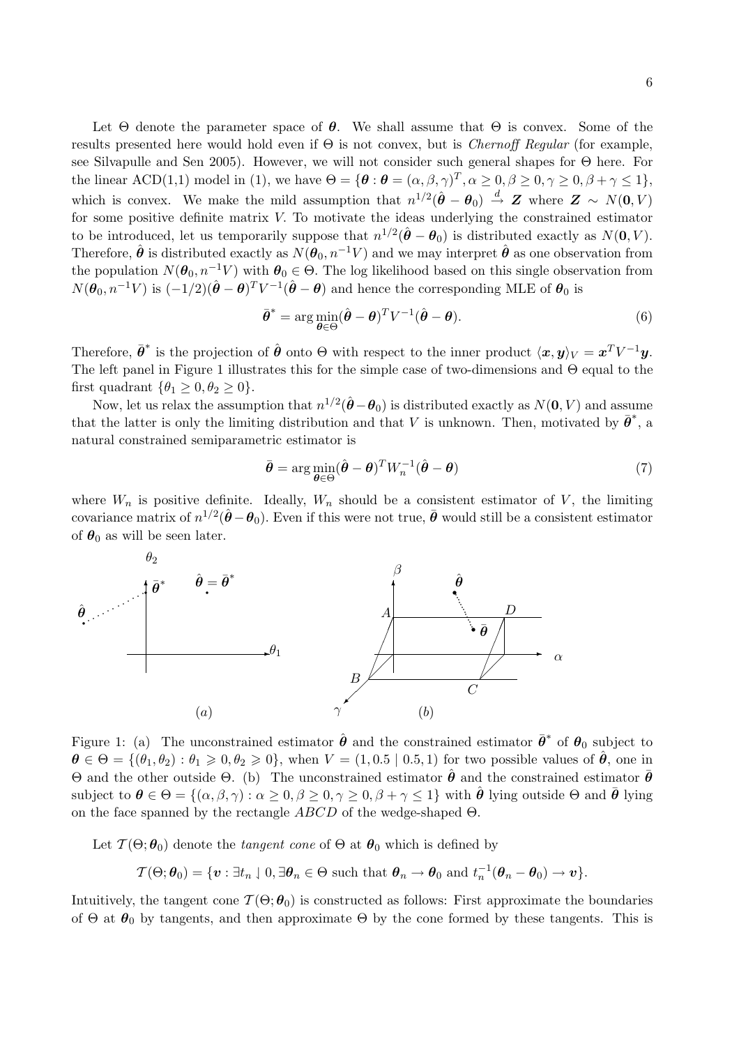Let $\Theta$ denote the parameter space of $\boldsymbol{\theta}$. We shall assume that $\Theta$ is convex. Some of the results presented here would hold even if $\Theta$ is not convex, but is *Chernoff Regular* (for example, see Silvapulle and Sen 2005). However, we will not consider such general shapes for $\Theta$ here. For the linear ACD(1,1) model in (1), we have $\Theta = \{\boldsymbol{\theta} : \boldsymbol{\theta} = (\alpha, \beta, \gamma)^T, \alpha \geq 0, \beta \geq 0, \gamma \geq 0, \beta + \gamma \leq 1\}$, which is convex. We make the mild assumption that $n^{1/2}(\hat{\boldsymbol{\theta}} - \boldsymbol{\theta}_0) \xrightarrow{d} \boldsymbol{Z}$ where $\boldsymbol{Z} \sim N(\boldsymbol{0}, V)$ for some positive definite matrix $V$. To motivate the ideas underlying the constrained estimator to be introduced, let us temporarily suppose that $n^{1/2}(\hat{\boldsymbol{\theta}} - \boldsymbol{\theta}_0)$ is distributed exactly as $N(\boldsymbol{0}, V)$. Therefore, $\hat{\boldsymbol{\theta}}$ is distributed exactly as $N(\boldsymbol{\theta}_0, n^{-1}V)$ and we may interpret $\hat{\boldsymbol{\theta}}$ as one observation from the population $N(\boldsymbol{\theta}_0, n^{-1}V)$ with $\boldsymbol{\theta}_0 \in \Theta$. The log likelihood based on this single observation from $N(\boldsymbol{\theta}_0, n^{-1}V)$ is $(-1/2)(\hat{\boldsymbol{\theta}} - \boldsymbol{\theta})^T V^{-1}(\hat{\boldsymbol{\theta}} - \boldsymbol{\theta})$ and hence the corresponding MLE of $\boldsymbol{\theta}_0$ is

$$\bar{\boldsymbol{\theta}}^* = \arg\min_{\boldsymbol{\theta} \in \Theta} (\hat{\boldsymbol{\theta}} - \boldsymbol{\theta})^T V^{-1}(\hat{\boldsymbol{\theta}} - \boldsymbol{\theta}). \tag{6}$$

Therefore, $\bar{\boldsymbol{\theta}}^*$ is the projection of $\hat{\boldsymbol{\theta}}$ onto $\Theta$ with respect to the inner product $\langle \boldsymbol{x}, \boldsymbol{y} \rangle_V = \boldsymbol{x}^T V^{-1} \boldsymbol{y}$. The left panel in Figure 1 illustrates this for the simple case of two-dimensions and $\Theta$ equal to the first quadrant $\{\theta_1 \geq 0, \theta_2 \geq 0\}$.

Now, let us relax the assumption that $n^{1/2}(\hat{\boldsymbol{\theta}} - \boldsymbol{\theta}_0)$ is distributed exactly as $N(\boldsymbol{0}, V)$ and assume that the latter is only the limiting distribution and that $V$ is unknown. Then, motivated by $\bar{\boldsymbol{\theta}}^*$, a natural constrained semiparametric estimator is

$$\bar{\boldsymbol{\theta}} = \arg\min_{\boldsymbol{\theta} \in \Theta} (\hat{\boldsymbol{\theta}} - \boldsymbol{\theta})^T W_n^{-1}(\hat{\boldsymbol{\theta}} - \boldsymbol{\theta}) \tag{7}$$

where $W_n$ is positive definite. Ideally, $W_n$ should be a consistent estimator of $V$, the limiting covariance matrix of $n^{1/2}(\hat{\boldsymbol{\theta}} - \boldsymbol{\theta}_0)$. Even if this were not true, $\bar{\boldsymbol{\theta}}$ would still be a consistent estimator of $\boldsymbol{\theta}_0$ as will be seen later.

Figure 1: (a) The unconstrained estimator $\hat{\boldsymbol{\theta}}$ and the constrained estimator $\bar{\boldsymbol{\theta}}^*$ of $\boldsymbol{\theta}_0$ subject to $\boldsymbol{\theta} \in \Theta = \{(\theta_1, \theta_2) : \theta_1 \geqslant 0, \theta_2 \geqslant 0\}$, when $V = (1, 0.5 \mid 0.5, 1)$ for two possible values of $\hat{\boldsymbol{\theta}}$, one in $\Theta$ and the other outside $\Theta$. (b) The unconstrained estimator $\hat{\boldsymbol{\theta}}$ and the constrained estimator $\bar{\boldsymbol{\theta}}$ subject to $\boldsymbol{\theta} \in \Theta = \{(\alpha, \beta, \gamma) : \alpha \geq 0, \beta \geq 0, \gamma \geq 0, \beta + \gamma \leq 1\}$ with $\hat{\boldsymbol{\theta}}$ lying outside $\Theta$ and $\bar{\boldsymbol{\theta}}$ lying on the face spanned by the rectangle $ABCD$ of the wedge-shaped $\Theta$.

Let $\mathcal{T}(\Theta; \boldsymbol{\theta}_0)$ denote the *tangent cone* of $\Theta$ at $\boldsymbol{\theta}_0$ which is defined by

$$\mathcal{T}(\Theta; \boldsymbol{\theta}_0) = \{\boldsymbol{v} : \exists t_n \downarrow 0, \exists \boldsymbol{\theta}_n \in \Theta \text{ such that } \boldsymbol{\theta}_n \to \boldsymbol{\theta}_0 \text{ and } t_n^{-1}(\boldsymbol{\theta}_n - \boldsymbol{\theta}_0) \to \boldsymbol{v}\}.$$

Intuitively, the tangent cone $\mathcal{T}(\Theta; \boldsymbol{\theta}_0)$ is constructed as follows: First approximate the boundaries of $\Theta$ at $\boldsymbol{\theta}_0$ by tangents, and then approximate $\Theta$ by the cone formed by these tangents. This is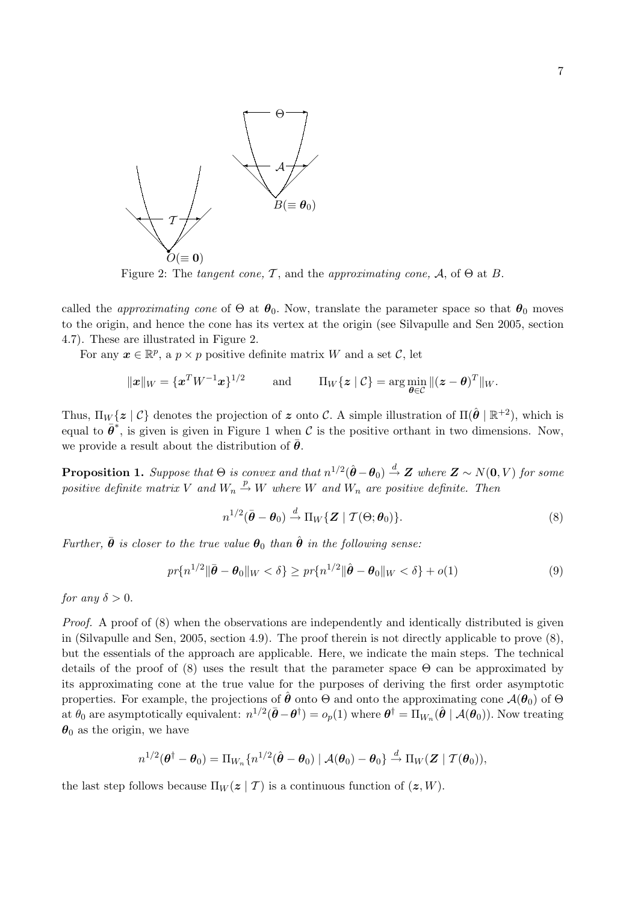Figure 2: The *tangent cone,* $\mathcal{T}$, and the *approximating cone,* $\mathcal{A}$, of $\Theta$ at $B$.

called the *approximating cone* of $\Theta$ at $\boldsymbol{\theta}_0$. Now, translate the parameter space so that $\boldsymbol{\theta}_0$ moves to the origin, and hence the cone has its vertex at the origin (see Silvapulle and Sen 2005, section 4.7). These are illustrated in Figure 2.

For any $\boldsymbol{x} \in \mathbb{R}^p$, a $p \times p$ positive definite matrix $W$ and a set $\mathcal{C}$, let

$$\|\boldsymbol{x}\|_W = \{\boldsymbol{x}^T W^{-1} \boldsymbol{x}\}^{1/2} \qquad \text{and} \qquad \Pi_W\{\boldsymbol{z} \mid \mathcal{C}\} = \arg\min_{\boldsymbol{\theta} \in \mathcal{C}} \|(\boldsymbol{z} - \boldsymbol{\theta})^T\|_W.$$

Thus, $\Pi_W\{\boldsymbol{z} \mid \mathcal{C}\}$ denotes the projection of $\boldsymbol{z}$ onto $\mathcal{C}$. A simple illustration of $\Pi(\hat{\boldsymbol{\theta}} \mid \mathbb{R}^{+2})$, which is equal to $\bar{\boldsymbol{\theta}}^*$, is given is given in Figure 1 when $\mathcal{C}$ is the positive orthant in two dimensions. Now, we provide a result about the distribution of $\bar{\boldsymbol{\theta}}$.

**Proposition 1.** *Suppose that $\Theta$ is convex and that $n^{1/2}(\hat{\boldsymbol{\theta}} - \boldsymbol{\theta}_0) \xrightarrow{d} \boldsymbol{Z}$ where $\boldsymbol{Z} \sim N(\mathbf{0}, V)$ for some positive definite matrix $V$ and $W_n \xrightarrow{p} W$ where $W$ and $W_n$ are positive definite. Then*

$$n^{1/2}(\bar{\boldsymbol{\theta}} - \boldsymbol{\theta}_0) \xrightarrow{d} \Pi_W\{\boldsymbol{Z} \mid \mathcal{T}(\Theta; \boldsymbol{\theta}_0)\}. \tag{8}$$

*Further, $\bar{\boldsymbol{\theta}}$ is closer to the true value $\boldsymbol{\theta}_0$ than $\hat{\boldsymbol{\theta}}$ in the following sense:*

$$pr\{n^{1/2}\|\bar{\boldsymbol{\theta}} - \boldsymbol{\theta}_0\|_W < \delta\} \geq pr\{n^{1/2}\|\hat{\boldsymbol{\theta}} - \boldsymbol{\theta}_0\|_W < \delta\} + o(1) \tag{9}$$

*for any $\delta > 0$.*

*Proof.* A proof of (8) when the observations are independently and identically distributed is given in (Silvapulle and Sen, 2005, section 4.9). The proof therein is not directly applicable to prove (8), but the essentials of the approach are applicable. Here, we indicate the main steps. The technical details of the proof of (8) uses the result that the parameter space $\Theta$ can be approximated by its approximating cone at the true value for the purposes of deriving the first order asymptotic properties. For example, the projections of $\hat{\boldsymbol{\theta}}$ onto $\Theta$ and onto the approximating cone $\mathcal{A}(\boldsymbol{\theta}_0)$ of $\Theta$ at $\theta_0$ are asymptotically equivalent: $n^{1/2}(\bar{\boldsymbol{\theta}} - \boldsymbol{\theta}^\dagger) = o_p(1)$ where $\boldsymbol{\theta}^\dagger = \Pi_{W_n}(\hat{\boldsymbol{\theta}} \mid \mathcal{A}(\boldsymbol{\theta}_0))$. Now treating $\boldsymbol{\theta}_0$ as the origin, we have

$$n^{1/2}(\boldsymbol{\theta}^\dagger - \boldsymbol{\theta}_0) = \Pi_{W_n}\{n^{1/2}(\hat{\boldsymbol{\theta}} - \boldsymbol{\theta}_0) \mid \mathcal{A}(\boldsymbol{\theta}_0) - \boldsymbol{\theta}_0\} \xrightarrow{d} \Pi_W(\boldsymbol{Z} \mid \mathcal{T}(\boldsymbol{\theta}_0)),$$

the last step follows because $\Pi_W(\boldsymbol{z} \mid \mathcal{T})$ is a continuous function of $(\boldsymbol{z}, W)$.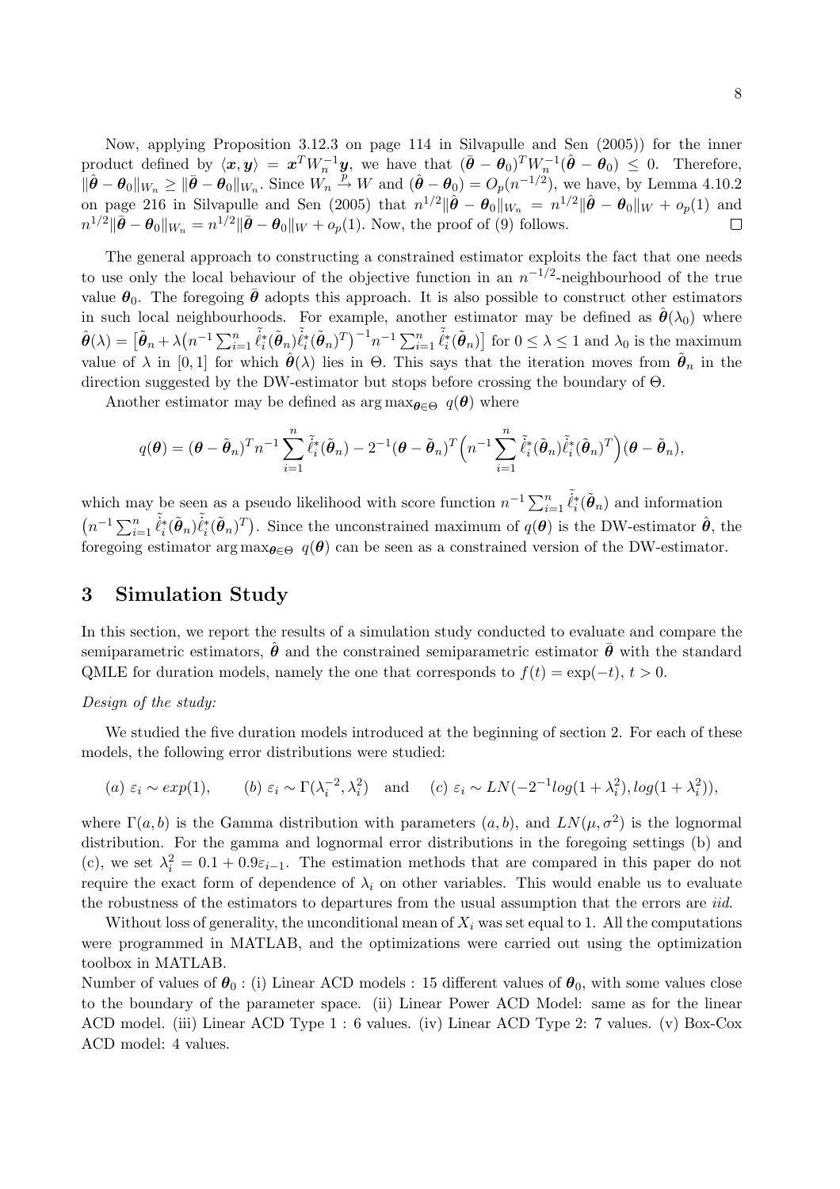Now, applying Proposition 3.12.3 on page 114 in Silvapulle and Sen (2005)) for the inner product defined by $\langle \boldsymbol{x}, \boldsymbol{y} \rangle = \boldsymbol{x}^T W_n^{-1} \boldsymbol{y}$, we have that $(\bar{\boldsymbol{\theta}} - \boldsymbol{\theta}_0)^T W_n^{-1} (\hat{\boldsymbol{\theta}} - \boldsymbol{\theta}_0) \leq 0$. Therefore, $\|\hat{\boldsymbol{\theta}} - \boldsymbol{\theta}_0\|_{W_n} \geq \|\bar{\boldsymbol{\theta}} - \boldsymbol{\theta}_0\|_{W_n}$. Since $W_n \xrightarrow{p} W$ and $(\hat{\boldsymbol{\theta}} - \boldsymbol{\theta}_0) = O_p(n^{-1/2})$, we have, by Lemma 4.10.2 on page 216 in Silvapulle and Sen (2005) that $n^{1/2}\|\hat{\boldsymbol{\theta}} - \boldsymbol{\theta}_0\|_{W_n} = n^{1/2}\|\hat{\boldsymbol{\theta}} - \boldsymbol{\theta}_0\|_W + o_p(1)$ and $n^{1/2}\|\bar{\boldsymbol{\theta}} - \boldsymbol{\theta}_0\|_{W_n} = n^{1/2}\|\bar{\boldsymbol{\theta}} - \boldsymbol{\theta}_0\|_W + o_p(1)$. Now, the proof of (9) follows. □

The general approach to constructing a constrained estimator exploits the fact that one needs to use only the local behaviour of the objective function in an $n^{-1/2}$-neighbourhood of the true value $\boldsymbol{\theta}_0$. The foregoing $\bar{\boldsymbol{\theta}}$ adopts this approach. It is also possible to construct other estimators in such local neighbourhoods. For example, another estimator may be defined as $\hat{\boldsymbol{\theta}}(\lambda_0)$ where $\hat{\boldsymbol{\theta}}(\lambda) = \left[\tilde{\boldsymbol{\theta}}_n + \lambda\left(n^{-1}\sum_{i=1}^n \tilde{\dot{\ell}}_i^*(\tilde{\boldsymbol{\theta}}_n)\tilde{\dot{\ell}}_i^*(\tilde{\boldsymbol{\theta}}_n)^T\right)^{-1} n^{-1}\sum_{i=1}^n \tilde{\dot{\ell}}_i^*(\tilde{\boldsymbol{\theta}}_n)\right]$ for $0 \leq \lambda \leq 1$ and $\lambda_0$ is the maximum value of $\lambda$ in $[0,1]$ for which $\hat{\boldsymbol{\theta}}(\lambda)$ lies in $\Theta$. This says that the iteration moves from $\tilde{\boldsymbol{\theta}}_n$ in the direction suggested by the DW-estimator but stops before crossing the boundary of $\Theta$.

Another estimator may be defined as $\arg\max_{\boldsymbol{\theta}\in\Theta}\ q(\boldsymbol{\theta})$ where

$$q(\boldsymbol{\theta}) = (\boldsymbol{\theta} - \tilde{\boldsymbol{\theta}}_n)^T n^{-1}\sum_{i=1}^n \tilde{\dot{\ell}}_i^*(\tilde{\boldsymbol{\theta}}_n) - 2^{-1}(\boldsymbol{\theta} - \tilde{\boldsymbol{\theta}}_n)^T\Big(n^{-1}\sum_{i=1}^n \tilde{\dot{\ell}}_i^*(\tilde{\boldsymbol{\theta}}_n)\tilde{\dot{\ell}}_i^*(\tilde{\boldsymbol{\theta}}_n)^T\Big)(\boldsymbol{\theta} - \tilde{\boldsymbol{\theta}}_n),$$

which may be seen as a pseudo likelihood with score function $n^{-1}\sum_{i=1}^n \tilde{\dot{\ell}}_i^*(\tilde{\boldsymbol{\theta}}_n)$ and information $\left(n^{-1}\sum_{i=1}^n \tilde{\dot{\ell}}_i^*(\tilde{\boldsymbol{\theta}}_n)\tilde{\dot{\ell}}_i^*(\tilde{\boldsymbol{\theta}}_n)^T\right)$. Since the unconstrained maximum of $q(\boldsymbol{\theta})$ is the DW-estimator $\hat{\boldsymbol{\theta}}$, the foregoing estimator $\arg\max_{\boldsymbol{\theta}\in\Theta}\ q(\boldsymbol{\theta})$ can be seen as a constrained version of the DW-estimator.

## 3 Simulation Study

In this section, we report the results of a simulation study conducted to evaluate and compare the semiparametric estimators, $\hat{\boldsymbol{\theta}}$ and the constrained semiparametric estimator $\bar{\boldsymbol{\theta}}$ with the standard QMLE for duration models, namely the one that corresponds to $f(t) = \exp(-t)$, $t > 0$.

*Design of the study:*

We studied the five duration models introduced at the beginning of section 2. For each of these models, the following error distributions were studied:

$$(a)\ \varepsilon_i \sim exp(1), \qquad (b)\ \varepsilon_i \sim \Gamma(\lambda_i^{-2}, \lambda_i^2) \quad \text{and} \quad (c)\ \varepsilon_i \sim LN(-2^{-1}log(1+\lambda_i^2), log(1+\lambda_i^2)),$$

where $\Gamma(a,b)$ is the Gamma distribution with parameters $(a,b)$, and $LN(\mu, \sigma^2)$ is the lognormal distribution. For the gamma and lognormal error distributions in the foregoing settings (b) and (c), we set $\lambda_i^2 = 0.1 + 0.9\varepsilon_{i-1}$. The estimation methods that are compared in this paper do not require the exact form of dependence of $\lambda_i$ on other variables. This would enable us to evaluate the robustness of the estimators to departures from the usual assumption that the errors are *iid*.

Without loss of generality, the unconditional mean of $X_i$ was set equal to 1. All the computations were programmed in MATLAB, and the optimizations were carried out using the optimization toolbox in MATLAB.

Number of values of $\boldsymbol{\theta}_0$ : (i) Linear ACD models : 15 different values of $\boldsymbol{\theta}_0$, with some values close to the boundary of the parameter space. (ii) Linear Power ACD Model: same as for the linear ACD model. (iii) Linear ACD Type 1 : 6 values. (iv) Linear ACD Type 2: 7 values. (v) Box-Cox ACD model: 4 values.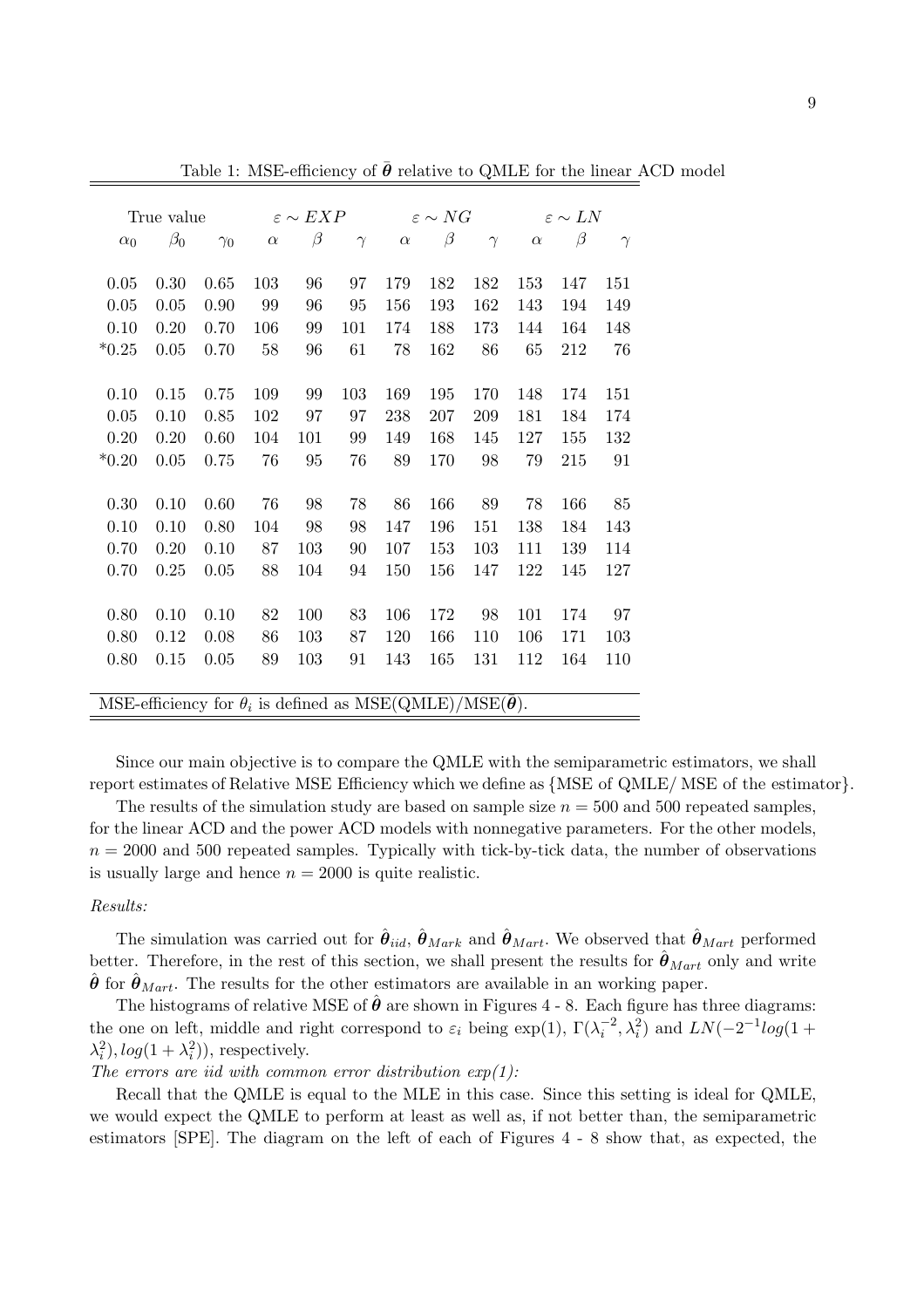Table 1: MSE-efficiency of $\bar{\boldsymbol{\theta}}$ relative to QMLE for the linear ACD model

| True value | | | $\varepsilon \sim EXP$ | | | $\varepsilon \sim NG$ | | | $\varepsilon \sim LN$ | | |
|---|---|---|---|---|---|---|---|---|---|---|---|
| $\alpha_0$ | $\beta_0$ | $\gamma_0$ | $\alpha$ | $\beta$ | $\gamma$ | $\alpha$ | $\beta$ | $\gamma$ | $\alpha$ | $\beta$ | $\gamma$ |
| 0.05 | 0.30 | 0.65 | 103 | 96 | 97 | 179 | 182 | 182 | 153 | 147 | 151 |
| 0.05 | 0.05 | 0.90 | 99 | 96 | 95 | 156 | 193 | 162 | 143 | 194 | 149 |
| 0.10 | 0.20 | 0.70 | 106 | 99 | 101 | 174 | 188 | 173 | 144 | 164 | 148 |
| *0.25 | 0.05 | 0.70 | 58 | 96 | 61 | 78 | 162 | 86 | 65 | 212 | 76 |
| 0.10 | 0.15 | 0.75 | 109 | 99 | 103 | 169 | 195 | 170 | 148 | 174 | 151 |
| 0.05 | 0.10 | 0.85 | 102 | 97 | 97 | 238 | 207 | 209 | 181 | 184 | 174 |
| 0.20 | 0.20 | 0.60 | 104 | 101 | 99 | 149 | 168 | 145 | 127 | 155 | 132 |
| *0.20 | 0.05 | 0.75 | 76 | 95 | 76 | 89 | 170 | 98 | 79 | 215 | 91 |
| 0.30 | 0.10 | 0.60 | 76 | 98 | 78 | 86 | 166 | 89 | 78 | 166 | 85 |
| 0.10 | 0.10 | 0.80 | 104 | 98 | 98 | 147 | 196 | 151 | 138 | 184 | 143 |
| 0.70 | 0.20 | 0.10 | 87 | 103 | 90 | 107 | 153 | 103 | 111 | 139 | 114 |
| 0.70 | 0.25 | 0.05 | 88 | 104 | 94 | 150 | 156 | 147 | 122 | 145 | 127 |
| 0.80 | 0.10 | 0.10 | 82 | 100 | 83 | 106 | 172 | 98 | 101 | 174 | 97 |
| 0.80 | 0.12 | 0.08 | 86 | 103 | 87 | 120 | 166 | 110 | 106 | 171 | 103 |
| 0.80 | 0.15 | 0.05 | 89 | 103 | 91 | 143 | 165 | 131 | 112 | 164 | 110 |

MSE-efficiency for $\theta_i$ is defined as MSE(QMLE)/MSE($\bar{\boldsymbol{\theta}}$).

Since our main objective is to compare the QMLE with the semiparametric estimators, we shall report estimates of Relative MSE Efficiency which we define as {MSE of QMLE/ MSE of the estimator}.

The results of the simulation study are based on sample size $n = 500$ and 500 repeated samples, for the linear ACD and the power ACD models with nonnegative parameters. For the other models, $n = 2000$ and 500 repeated samples. Typically with tick-by-tick data, the number of observations is usually large and hence $n = 2000$ is quite realistic.

*Results:*

The simulation was carried out for $\hat{\boldsymbol{\theta}}_{iid}$, $\hat{\boldsymbol{\theta}}_{Mark}$ and $\hat{\boldsymbol{\theta}}_{Mart}$. We observed that $\hat{\boldsymbol{\theta}}_{Mart}$ performed better. Therefore, in the rest of this section, we shall present the results for $\hat{\boldsymbol{\theta}}_{Mart}$ only and write $\hat{\boldsymbol{\theta}}$ for $\hat{\boldsymbol{\theta}}_{Mart}$. The results for the other estimators are available in an working paper.

The histograms of relative MSE of $\hat{\boldsymbol{\theta}}$ are shown in Figures 4 - 8. Each figure has three diagrams: the one on left, middle and right correspond to $\varepsilon_i$ being exp(1), $\Gamma(\lambda_i^{-2}, \lambda_i^2)$ and $LN(-2^{-1}log(1+\lambda_i^2), log(1+\lambda_i^2))$, respectively.

*The errors are iid with common error distribution exp(1):*

Recall that the QMLE is equal to the MLE in this case. Since this setting is ideal for QMLE, we would expect the QMLE to perform at least as well as, if not better than, the semiparametric estimators [SPE]. The diagram on the left of each of Figures 4 - 8 show that, as expected, the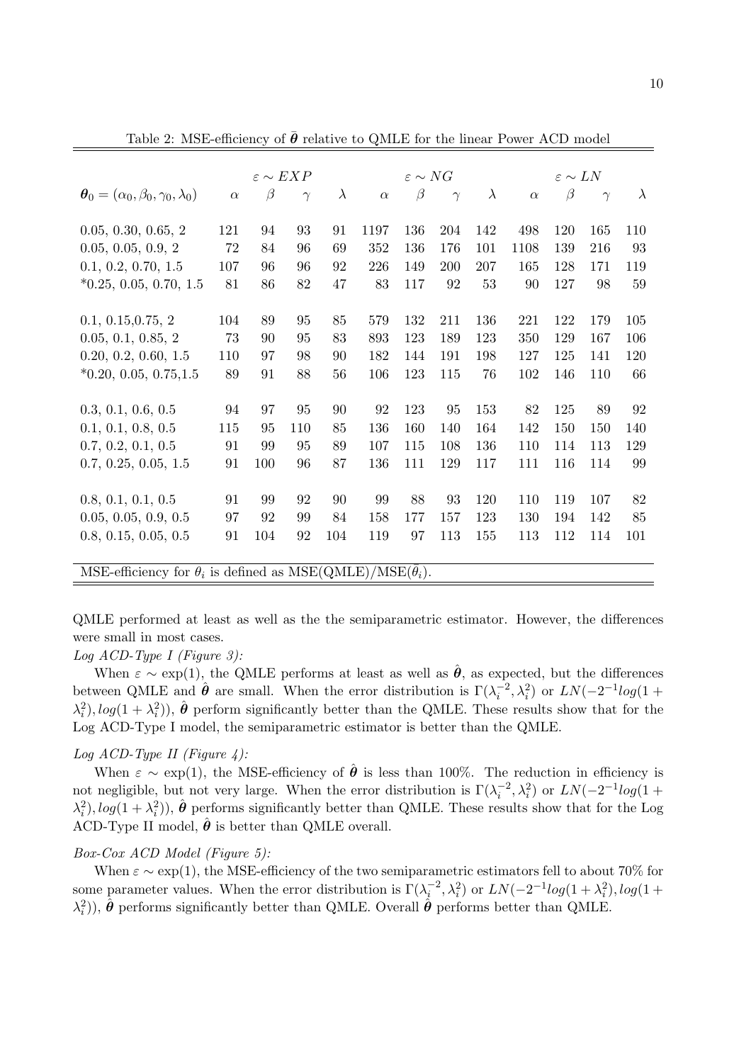Table 2: MSE-efficiency of $\bar{\boldsymbol{\theta}}$ relative to QMLE for the linear Power ACD model

| $\boldsymbol{\theta}_0 = (\alpha_0, \beta_0, \gamma_0, \lambda_0)$ | $\varepsilon \sim EXP$ | | | | $\varepsilon \sim NG$ | | | | $\varepsilon \sim LN$ | | | |
|---|---|---|---|---|---|---|---|---|---|---|---|---|
| | $\alpha$ | $\beta$ | $\gamma$ | $\lambda$ | $\alpha$ | $\beta$ | $\gamma$ | $\lambda$ | $\alpha$ | $\beta$ | $\gamma$ | $\lambda$ |
| 0.05, 0.30, 0.65, 2 | 121 | 94 | 93 | 91 | 1197 | 136 | 204 | 142 | 498 | 120 | 165 | 110 |
| 0.05, 0.05, 0.9, 2 | 72 | 84 | 96 | 69 | 352 | 136 | 176 | 101 | 1108 | 139 | 216 | 93 |
| 0.1, 0.2, 0.70, 1.5 | 107 | 96 | 96 | 92 | 226 | 149 | 200 | 207 | 165 | 128 | 171 | 119 |
| *0.25, 0.05, 0.70, 1.5 | 81 | 86 | 82 | 47 | 83 | 117 | 92 | 53 | 90 | 127 | 98 | 59 |
| 0.1, 0.15,0.75, 2 | 104 | 89 | 95 | 85 | 579 | 132 | 211 | 136 | 221 | 122 | 179 | 105 |
| 0.05, 0.1, 0.85, 2 | 73 | 90 | 95 | 83 | 893 | 123 | 189 | 123 | 350 | 129 | 167 | 106 |
| 0.20, 0.2, 0.60, 1.5 | 110 | 97 | 98 | 90 | 182 | 144 | 191 | 198 | 127 | 125 | 141 | 120 |
| *0.20, 0.05, 0.75,1.5 | 89 | 91 | 88 | 56 | 106 | 123 | 115 | 76 | 102 | 146 | 110 | 66 |
| 0.3, 0.1, 0.6, 0.5 | 94 | 97 | 95 | 90 | 92 | 123 | 95 | 153 | 82 | 125 | 89 | 92 |
| 0.1, 0.1, 0.8, 0.5 | 115 | 95 | 110 | 85 | 136 | 160 | 140 | 164 | 142 | 150 | 150 | 140 |
| 0.7, 0.2, 0.1, 0.5 | 91 | 99 | 95 | 89 | 107 | 115 | 108 | 136 | 110 | 114 | 113 | 129 |
| 0.7, 0.25, 0.05, 1.5 | 91 | 100 | 96 | 87 | 136 | 111 | 129 | 117 | 111 | 116 | 114 | 99 |
| 0.8, 0.1, 0.1, 0.5 | 91 | 99 | 92 | 90 | 99 | 88 | 93 | 120 | 110 | 119 | 107 | 82 |
| 0.05, 0.05, 0.9, 0.5 | 97 | 92 | 99 | 84 | 158 | 177 | 157 | 123 | 130 | 194 | 142 | 85 |
| 0.8, 0.15, 0.05, 0.5 | 91 | 104 | 92 | 104 | 119 | 97 | 113 | 155 | 113 | 112 | 114 | 101 |

MSE-efficiency for $\theta_i$ is defined as MSE(QMLE)/MSE($\bar{\theta}_i$).

QMLE performed at least as well as the the semiparametric estimator. However, the differences were small in most cases.

*Log ACD-Type I (Figure 3):*

When $\varepsilon \sim \exp(1)$, the QMLE performs at least as well as $\hat{\boldsymbol{\theta}}$, as expected, but the differences between QMLE and $\hat{\boldsymbol{\theta}}$ are small. When the error distribution is $\Gamma(\lambda_i^{-2}, \lambda_i^2)$ or $LN(-2^{-1}log(1+\lambda_i^2), log(1+\lambda_i^2))$, $\hat{\boldsymbol{\theta}}$ perform significantly better than the QMLE. These results show that for the Log ACD-Type I model, the semiparametric estimator is better than the QMLE.

*Log ACD-Type II (Figure 4):*

When $\varepsilon \sim \exp(1)$, the MSE-efficiency of $\hat{\boldsymbol{\theta}}$ is less than 100%. The reduction in efficiency is not negligible, but not very large. When the error distribution is $\Gamma(\lambda_i^{-2}, \lambda_i^2)$ or $LN(-2^{-1}log(1+\lambda_i^2), log(1+\lambda_i^2))$, $\hat{\boldsymbol{\theta}}$ performs significantly better than QMLE. These results show that for the Log ACD-Type II model, $\hat{\boldsymbol{\theta}}$ is better than QMLE overall.

*Box-Cox ACD Model (Figure 5):*

When $\varepsilon \sim \exp(1)$, the MSE-efficiency of the two semiparametric estimators fell to about 70% for some parameter values. When the error distribution is $\Gamma(\lambda_i^{-2}, \lambda_i^2)$ or $LN(-2^{-1}log(1+\lambda_i^2), log(1+\lambda_i^2))$, $\hat{\boldsymbol{\theta}}$ performs significantly better than QMLE. Overall $\hat{\boldsymbol{\theta}}$ performs better than QMLE.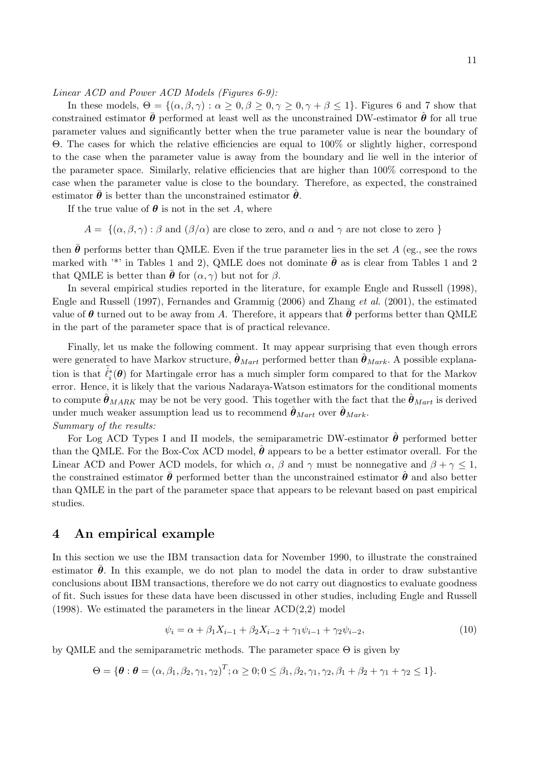*Linear ACD and Power ACD Models (Figures 6-9):*

In these models, $\Theta = \{(\alpha, \beta, \gamma) : \alpha \geq 0, \beta \geq 0, \gamma \geq 0, \gamma + \beta \leq 1\}$. Figures 6 and 7 show that constrained estimator $\bar{\boldsymbol{\theta}}$ performed at least well as the unconstrained DW-estimator $\hat{\boldsymbol{\theta}}$ for all true parameter values and significantly better when the true parameter value is near the boundary of $\Theta$. The cases for which the relative efficiencies are equal to 100% or slightly higher, correspond to the case when the parameter value is away from the boundary and lie well in the interior of the parameter space. Similarly, relative efficiencies that are higher than 100% correspond to the case when the parameter value is close to the boundary. Therefore, as expected, the constrained estimator $\bar{\boldsymbol{\theta}}$ is better than the unconstrained estimator $\hat{\boldsymbol{\theta}}$.

If the true value of $\boldsymbol{\theta}$ is not in the set $A$, where

$$A = \{(\alpha, \beta, \gamma) : \beta \text{ and } (\beta/\alpha) \text{ are close to zero, and } \alpha \text{ and } \gamma \text{ are not close to zero } \}$$

then $\bar{\boldsymbol{\theta}}$ performs better than QMLE. Even if the true parameter lies in the set $A$ (eg., see the rows marked with '*' in Tables 1 and 2), QMLE does not dominate $\bar{\boldsymbol{\theta}}$ as is clear from Tables 1 and 2 that QMLE is better than $\bar{\boldsymbol{\theta}}$ for $(\alpha, \gamma)$ but not for $\beta$.

In several empirical studies reported in the literature, for example Engle and Russell (1998), Engle and Russell (1997), Fernandes and Grammig (2006) and Zhang *et al.* (2001), the estimated value of $\boldsymbol{\theta}$ turned out to be away from $A$. Therefore, it appears that $\bar{\boldsymbol{\theta}}$ performs better than QMLE in the part of the parameter space that is of practical relevance.

Finally, let us make the following comment. It may appear surprising that even though errors were generated to have Markov structure, $\hat{\boldsymbol{\theta}}_{Mart}$ performed better than $\hat{\boldsymbol{\theta}}_{Mark}$. A possible explanation is that $\tilde{\ell}_i^*(\boldsymbol{\theta})$ for Martingale error has a much simpler form compared to that for the Markov error. Hence, it is likely that the various Nadaraya-Watson estimators for the conditional moments to compute $\hat{\boldsymbol{\theta}}_{MARK}$ may be not be very good. This together with the fact that the $\hat{\boldsymbol{\theta}}_{Mart}$ is derived under much weaker assumption lead us to recommend $\hat{\boldsymbol{\theta}}_{Mart}$ over $\hat{\boldsymbol{\theta}}_{Mark}$.

*Summary of the results:*

For Log ACD Types I and II models, the semiparametric DW-estimator $\hat{\boldsymbol{\theta}}$ performed better than the QMLE. For the Box-Cox ACD model, $\hat{\boldsymbol{\theta}}$ appears to be a better estimator overall. For the Linear ACD and Power ACD models, for which $\alpha$, $\beta$ and $\gamma$ must be nonnegative and $\beta + \gamma \leq 1$, the constrained estimator $\bar{\boldsymbol{\theta}}$ performed better than the unconstrained estimator $\hat{\boldsymbol{\theta}}$ and also better than QMLE in the part of the parameter space that appears to be relevant based on past empirical studies.

## 4 An empirical example

In this section we use the IBM transaction data for November 1990, to illustrate the constrained estimator $\bar{\boldsymbol{\theta}}$. In this example, we do not plan to model the data in order to draw substantive conclusions about IBM transactions, therefore we do not carry out diagnostics to evaluate goodness of fit. Such issues for these data have been discussed in other studies, including Engle and Russell (1998). We estimated the parameters in the linear ACD(2,2) model

$$\psi_i = \alpha + \beta_1 X_{i-1} + \beta_2 X_{i-2} + \gamma_1 \psi_{i-1} + \gamma_2 \psi_{i-2}, \tag{10}$$

by QMLE and the semiparametric methods. The parameter space $\Theta$ is given by

$$\Theta = \{\boldsymbol{\theta} : \boldsymbol{\theta} = (\alpha, \beta_1, \beta_2, \gamma_1, \gamma_2)^T; \alpha \geq 0; 0 \leq \beta_1, \beta_2, \gamma_1, \gamma_2, \beta_1 + \beta_2 + \gamma_1 + \gamma_2 \leq 1\}.$$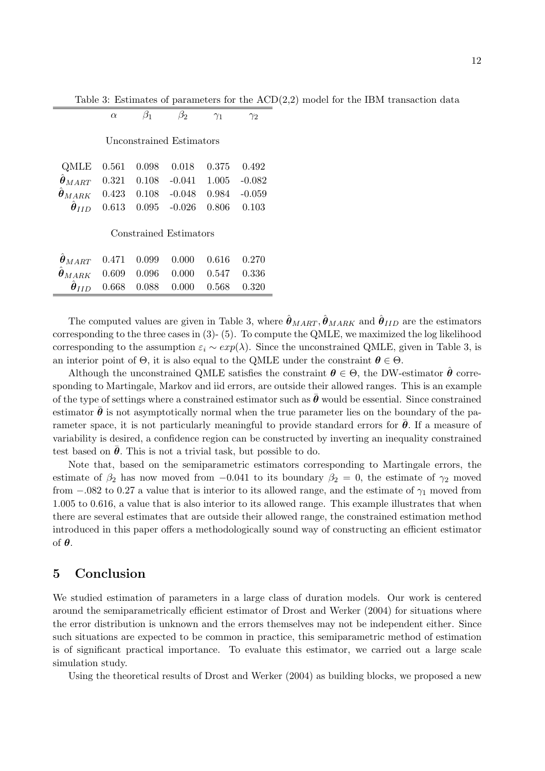Table 3: Estimates of parameters for the ACD(2,2) model for the IBM transaction data

| | $\alpha$ | $\beta_1$ | $\beta_2$ | $\gamma_1$ | $\gamma_2$ |
|---|---|---|---|---|---|
| Unconstrained Estimators | | | | | |
| QMLE | 0.561 | 0.098 | 0.018 | 0.375 | 0.492 |
| $\hat{\boldsymbol{\theta}}_{MART}$ | 0.321 | 0.108 | -0.041 | 1.005 | -0.082 |
| $\hat{\boldsymbol{\theta}}_{MARK}$ | 0.423 | 0.108 | -0.048 | 0.984 | -0.059 |
| $\hat{\boldsymbol{\theta}}_{IID}$ | 0.613 | 0.095 | -0.026 | 0.806 | 0.103 |
| Constrained Estimators | | | | | |
| $\hat{\boldsymbol{\theta}}_{MART}$ | 0.471 | 0.099 | 0.000 | 0.616 | 0.270 |
| $\hat{\boldsymbol{\theta}}_{MARK}$ | 0.609 | 0.096 | 0.000 | 0.547 | 0.336 |
| $\hat{\boldsymbol{\theta}}_{IID}$ | 0.668 | 0.088 | 0.000 | 0.568 | 0.320 |

The computed values are given in Table 3, where $\hat{\boldsymbol{\theta}}_{MART}, \hat{\boldsymbol{\theta}}_{MARK}$ and $\hat{\boldsymbol{\theta}}_{IID}$ are the estimators corresponding to the three cases in (3)- (5). To compute the QMLE, we maximized the log likelihood corresponding to the assumption $\varepsilon_i \sim exp(\lambda)$. Since the unconstrained QMLE, given in Table 3, is an interior point of $\Theta$, it is also equal to the QMLE under the constraint $\boldsymbol{\theta} \in \Theta$.

Although the unconstrained QMLE satisfies the constraint $\boldsymbol{\theta} \in \Theta$, the DW-estimator $\hat{\boldsymbol{\theta}}$ corresponding to Martingale, Markov and iid errors, are outside their allowed ranges. This is an example of the type of settings where a constrained estimator such as $\bar{\boldsymbol{\theta}}$ would be essential. Since constrained estimator $\bar{\boldsymbol{\theta}}$ is not asymptotically normal when the true parameter lies on the boundary of the parameter space, it is not particularly meaningful to provide standard errors for $\bar{\boldsymbol{\theta}}$. If a measure of variability is desired, a confidence region can be constructed by inverting an inequality constrained test based on $\bar{\boldsymbol{\theta}}$. This is not a trivial task, but possible to do.

Note that, based on the semiparametric estimators corresponding to Martingale errors, the estimate of $\beta_2$ has now moved from $-0.041$ to its boundary $\beta_2 = 0$, the estimate of $\gamma_2$ moved from $-.082$ to 0.27 a value that is interior to its allowed range, and the estimate of $\gamma_1$ moved from 1.005 to 0.616, a value that is also interior to its allowed range. This example illustrates that when there are several estimates that are outside their allowed range, the constrained estimation method introduced in this paper offers a methodologically sound way of constructing an efficient estimator of $\boldsymbol{\theta}$.

## 5 Conclusion

We studied estimation of parameters in a large class of duration models. Our work is centered around the semiparametrically efficient estimator of Drost and Werker (2004) for situations where the error distribution is unknown and the errors themselves may not be independent either. Since such situations are expected to be common in practice, this semiparametric method of estimation is of significant practical importance. To evaluate this estimator, we carried out a large scale simulation study.

Using the theoretical results of Drost and Werker (2004) as building blocks, we proposed a new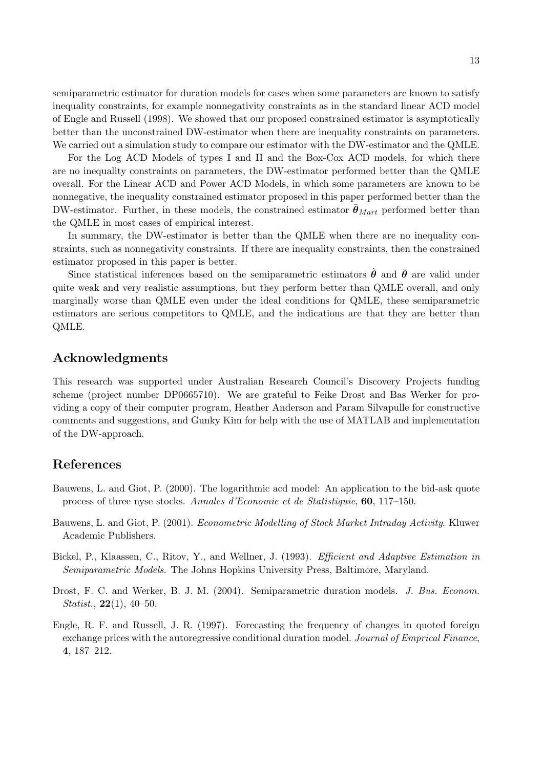semiparametric estimator for duration models for cases when some parameters are known to satisfy inequality constraints, for example nonnegativity constraints as in the standard linear ACD model of Engle and Russell (1998). We showed that our proposed constrained estimator is asymptotically better than the unconstrained DW-estimator when there are inequality constraints on parameters. We carried out a simulation study to compare our estimator with the DW-estimator and the QMLE.

For the Log ACD Models of types I and II and the Box-Cox ACD models, for which there are no inequality constraints on parameters, the DW-estimator performed better than the QMLE overall. For the Linear ACD and Power ACD Models, in which some parameters are known to be nonnegative, the inequality constrained estimator proposed in this paper performed better than the DW-estimator. Further, in these models, the constrained estimator $\bar{\boldsymbol{\theta}}_{Mart}$ performed better than the QMLE in most cases of empirical interest.

In summary, the DW-estimator is better than the QMLE when there are no inequality constraints, such as nonnegativity constraints. If there are inequality constraints, then the constrained estimator proposed in this paper is better.

Since statistical inferences based on the semiparametric estimators $\hat{\boldsymbol{\theta}}$ and $\bar{\boldsymbol{\theta}}$ are valid under quite weak and very realistic assumptions, but they perform better than QMLE overall, and only marginally worse than QMLE even under the ideal conditions for QMLE, these semiparametric estimators are serious competitors to QMLE, and the indications are that they are better than QMLE.

## Acknowledgments

This research was supported under Australian Research Council's Discovery Projects funding scheme (project number DP0665710). We are grateful to Feike Drost and Bas Werker for providing a copy of their computer program, Heather Anderson and Param Silvapulle for constructive comments and suggestions, and Gunky Kim for help with the use of MATLAB and implementation of the DW-approach.

## References

Bauwens, L. and Giot, P. (2000). The logarithmic acd model: An application to the bid-ask quote process of three nyse stocks. *Annales d'Economie et de Statistiquie*, **60**, 117–150.

Bauwens, L. and Giot, P. (2001). *Econometric Modelling of Stock Market Intraday Activity*. Kluwer Academic Publishers.

Bickel, P., Klaassen, C., Ritov, Y., and Wellner, J. (1993). *Efficient and Adaptive Estimation in Semiparametric Models*. The Johns Hopkins University Press, Baltimore, Maryland.

Drost, F. C. and Werker, B. J. M. (2004). Semiparametric duration models. *J. Bus. Econom. Statist.*, **22**(1), 40–50.

Engle, R. F. and Russell, J. R. (1997). Forecasting the frequency of changes in quoted foreign exchange prices with the autoregressive conditional duration model. *Journal of Emprical Finance*, **4**, 187–212.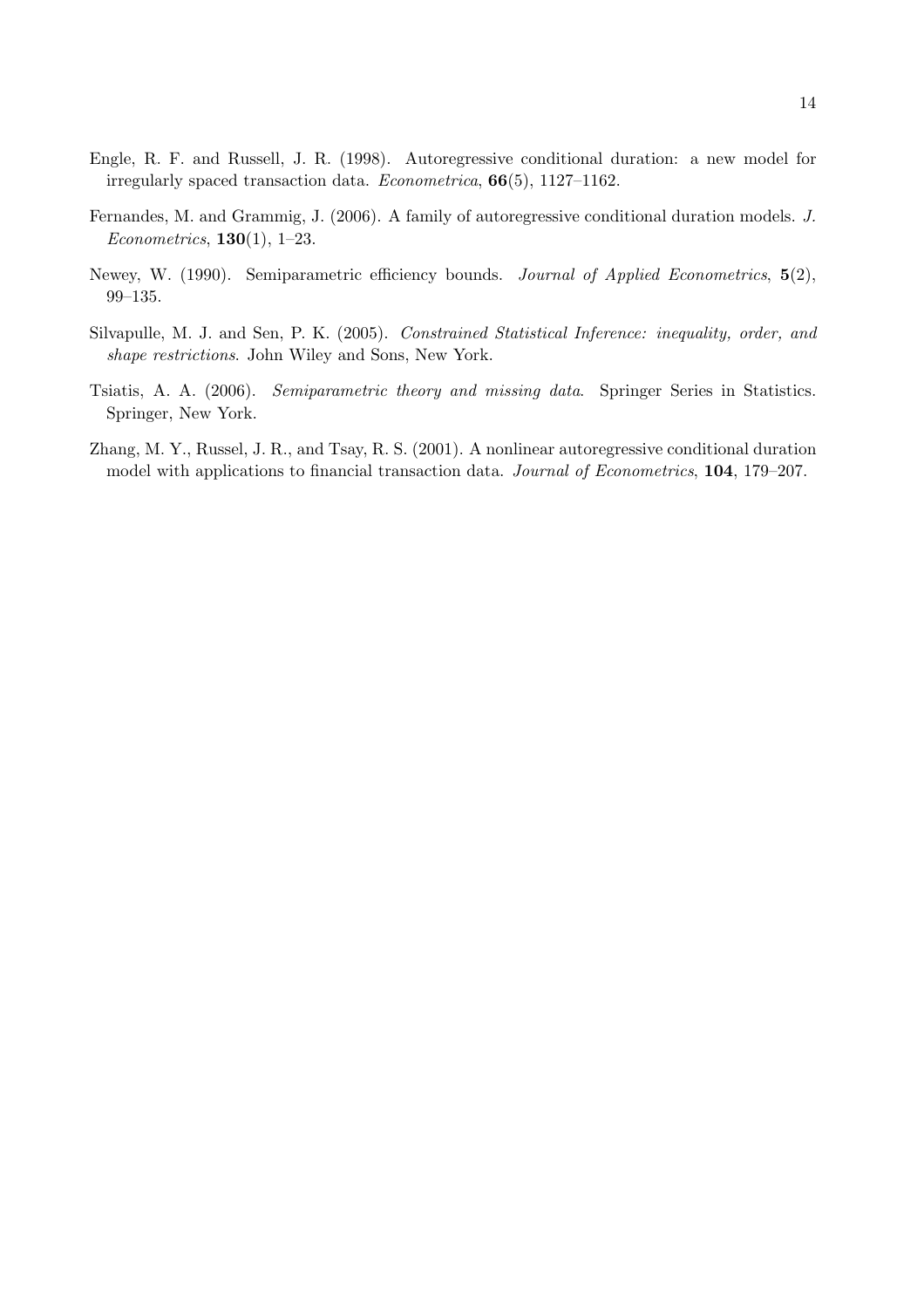Engle, R. F. and Russell, J. R. (1998). Autoregressive conditional duration: a new model for irregularly spaced transaction data. *Econometrica*, **66**(5), 1127–1162.

Fernandes, M. and Grammig, J. (2006). A family of autoregressive conditional duration models. *J. Econometrics*, **130**(1), 1–23.

Newey, W. (1990). Semiparametric efficiency bounds. *Journal of Applied Econometrics*, **5**(2), 99–135.

Silvapulle, M. J. and Sen, P. K. (2005). *Constrained Statistical Inference: inequality, order, and shape restrictions*. John Wiley and Sons, New York.

Tsiatis, A. A. (2006). *Semiparametric theory and missing data*. Springer Series in Statistics. Springer, New York.

Zhang, M. Y., Russel, J. R., and Tsay, R. S. (2001). A nonlinear autoregressive conditional duration model with applications to financial transaction data. *Journal of Econometrics*, **104**, 179–207.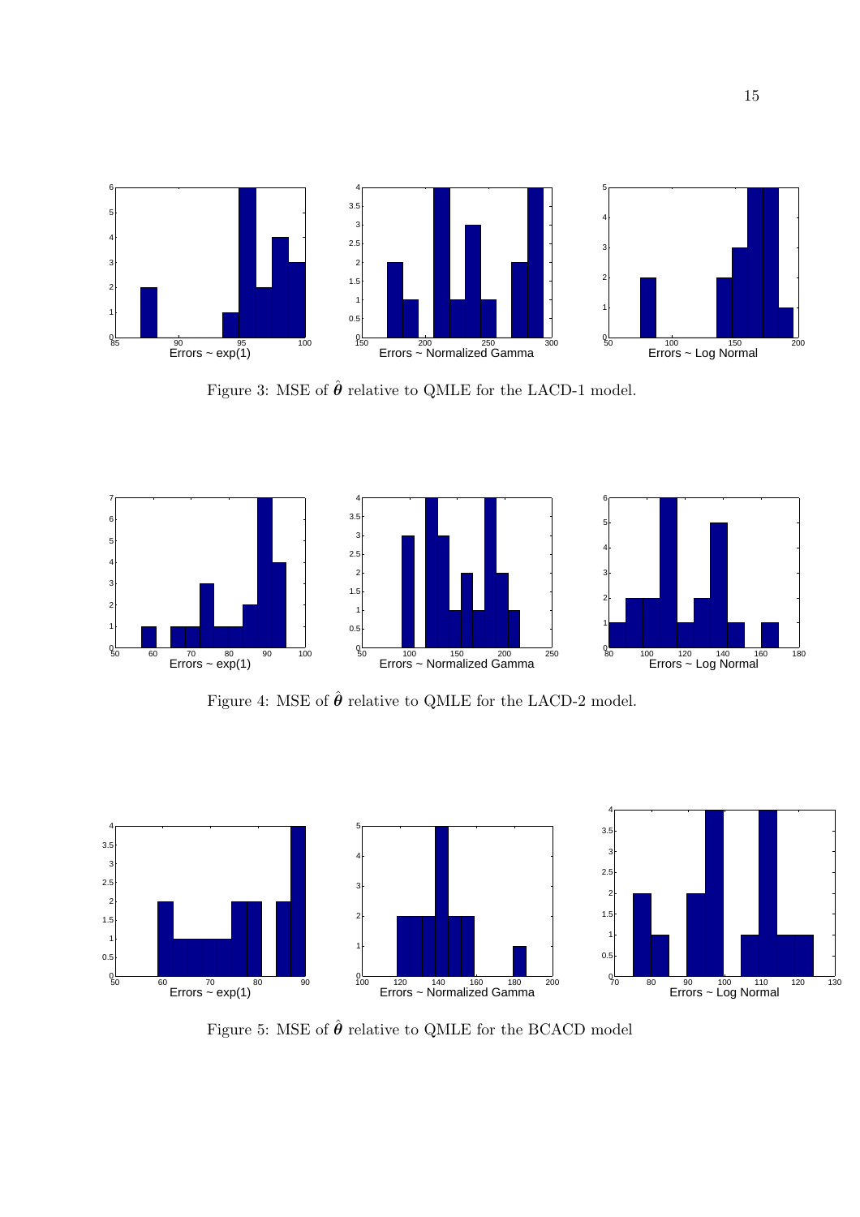Figure 3: MSE of $\hat{\boldsymbol{\theta}}$ relative to QMLE for the LACD-1 model.

Figure 4: MSE of $\hat{\boldsymbol{\theta}}$ relative to QMLE for the LACD-2 model.

Figure 5: MSE of $\hat{\boldsymbol{\theta}}$ relative to QMLE for the BCACD model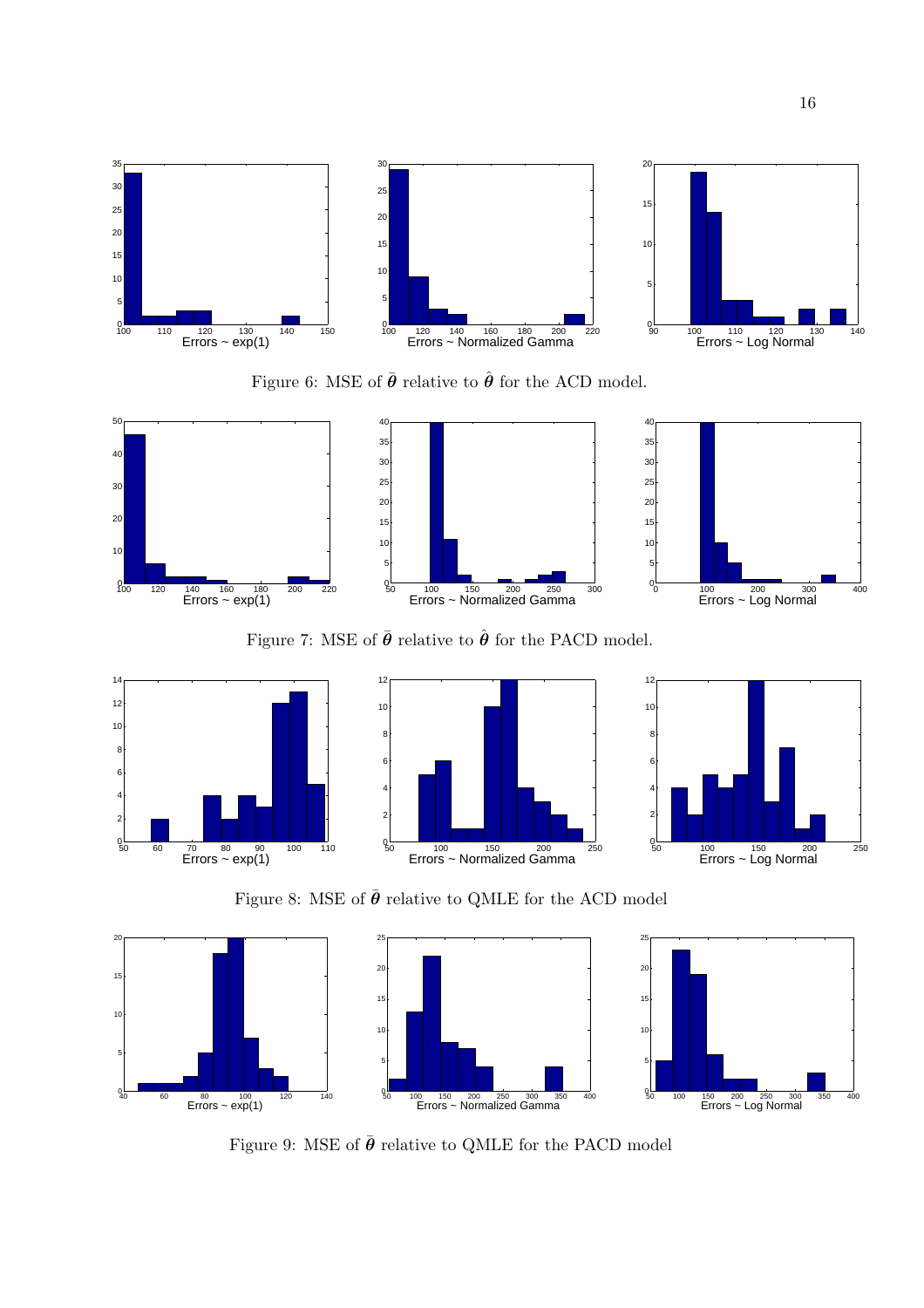0 100 5 10 15 20 25 30 35 110 120 130 140 150
Errors ~ exp(1)

0 100 5 10 15 20 25 30 120 140 160 180 200 220
Errors ~ Normalized Gamma

0 90 5 10 15 20 100 110 120 130 140
Errors ~ Log Normal

Figure 6: MSE of $\bar{\boldsymbol{\theta}}$ relative to $\hat{\boldsymbol{\theta}}$ for the ACD model.

0 100 10 20 30 40 50 120 140 160 180 200 220
Errors ~ exp(1)

0 50 5 10 15 20 25 30 35 40 100 150 200 250 300
Errors ~ Normalized Gamma

0 0 5 10 15 20 25 30 35 40 100 200 300 400
Errors ~ Log Normal

Figure 7: MSE of $\bar{\boldsymbol{\theta}}$ relative to $\hat{\boldsymbol{\theta}}$ for the PACD model.

0 50 2 4 6 8 10 12 14 60 70 80 90 100 110
Errors ~ exp(1)

0 50 2 4 6 8 10 12 100 150 200 250
Errors ~ Normalized Gamma

0 50 2 4 6 8 10 12 100 150 200 250
Errors ~ Log Normal

Figure 8: MSE of $\bar{\boldsymbol{\theta}}$ relative to QMLE for the ACD model

0 40 5 10 15 20 60 80 100 120 140
Errors ~ exp(1)

0 50 5 10 15 20 25 100 150 200 250 300 350 400
Errors ~ Normalized Gamma

0 50 5 10 15 20 25 100 150 200 250 300 350 400
Errors ~ Log Normal

Figure 9: MSE of $\bar{\boldsymbol{\theta}}$ relative to QMLE for the PACD model